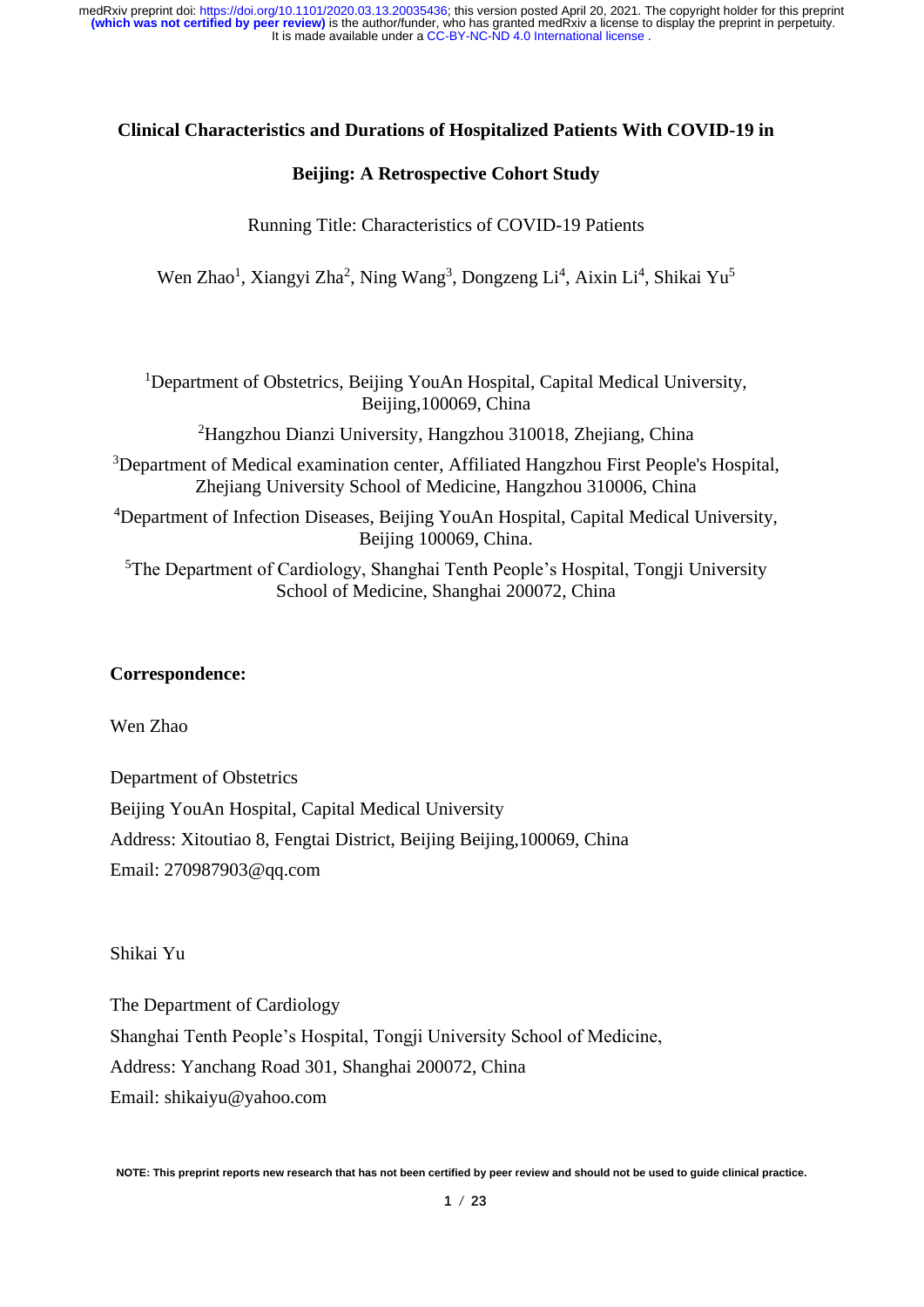# Clinical Characteristics and Durations of Hospitalized Patients With COVID-19 in Beijing: A Retrospective Cohort Study

Running Title: Characteristics of COVID-19 Patients

Wen Zhao[1], Xiangyi Zha[2], Ning Wang[3], Dongzeng Li[4], Aixin Li[4], Shikai Yu[5]

[1]Department of Obstetrics, Beijing YouAn Hospital, Capital Medical University, Beijing,100069, China

[2]Hangzhou Dianzi University, Hangzhou 310018, Zhejiang, China

[3]Department of Medical examination center, Affiliated Hangzhou First People's Hospital, Zhejiang University School of Medicine, Hangzhou 310006, China

[4]Department of Infection Diseases, Beijing YouAn Hospital, Capital Medical University, Beijing 100069, China.

[5]The Department of Cardiology, Shanghai Tenth People's Hospital, Tongji University School of Medicine, Shanghai 200072, China

**Correspondence:**

Wen Zhao

Department of Obstetrics
Beijing YouAn Hospital, Capital Medical University
Address: Xitoutiao 8, Fengtai District, Beijing Beijing,100069, China
Email: 270987903@qq.com

Shikai Yu

The Department of Cardiology
Shanghai Tenth People's Hospital, Tongji University School of Medicine,
Address: Yanchang Road 301, Shanghai 200072, China
Email: shikaiyu@yahoo.com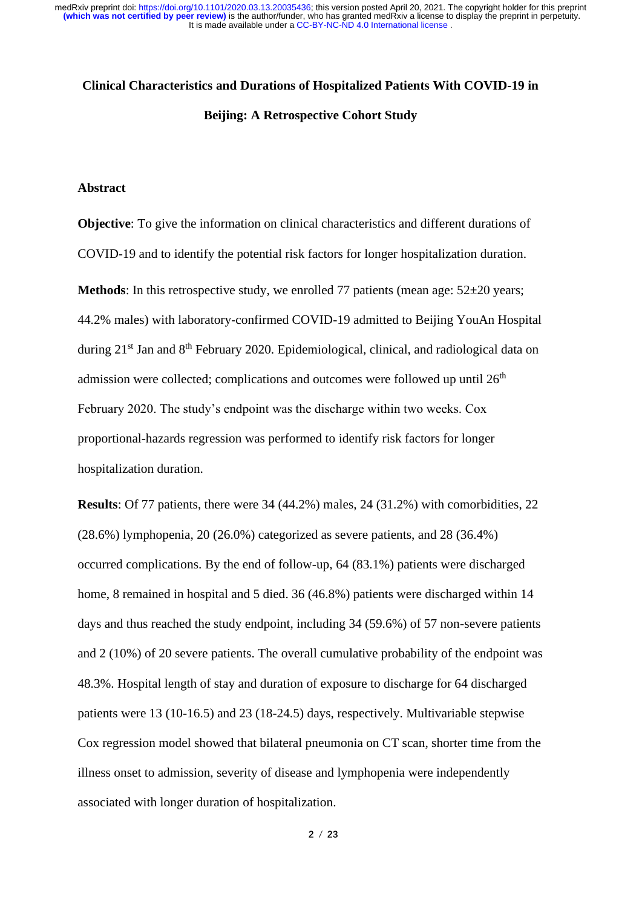**Clinical Characteristics and Durations of Hospitalized Patients With COVID-19 in Beijing: A Retrospective Cohort Study**

## Abstract

**Objective**: To give the information on clinical characteristics and different durations of COVID-19 and to identify the potential risk factors for longer hospitalization duration.

**Methods**: In this retrospective study, we enrolled 77 patients (mean age: 52±20 years; 44.2% males) with laboratory-confirmed COVID-19 admitted to Beijing YouAn Hospital during 21st Jan and 8th February 2020. Epidemiological, clinical, and radiological data on admission were collected; complications and outcomes were followed up until 26th February 2020. The study's endpoint was the discharge within two weeks. Cox proportional-hazards regression was performed to identify risk factors for longer hospitalization duration.

**Results**: Of 77 patients, there were 34 (44.2%) males, 24 (31.2%) with comorbidities, 22 (28.6%) lymphopenia, 20 (26.0%) categorized as severe patients, and 28 (36.4%) occurred complications. By the end of follow-up, 64 (83.1%) patients were discharged home, 8 remained in hospital and 5 died. 36 (46.8%) patients were discharged within 14 days and thus reached the study endpoint, including 34 (59.6%) of 57 non-severe patients and 2 (10%) of 20 severe patients. The overall cumulative probability of the endpoint was 48.3%. Hospital length of stay and duration of exposure to discharge for 64 discharged patients were 13 (10-16.5) and 23 (18-24.5) days, respectively. Multivariable stepwise Cox regression model showed that bilateral pneumonia on CT scan, shorter time from the illness onset to admission, severity of disease and lymphopenia were independently associated with longer duration of hospitalization.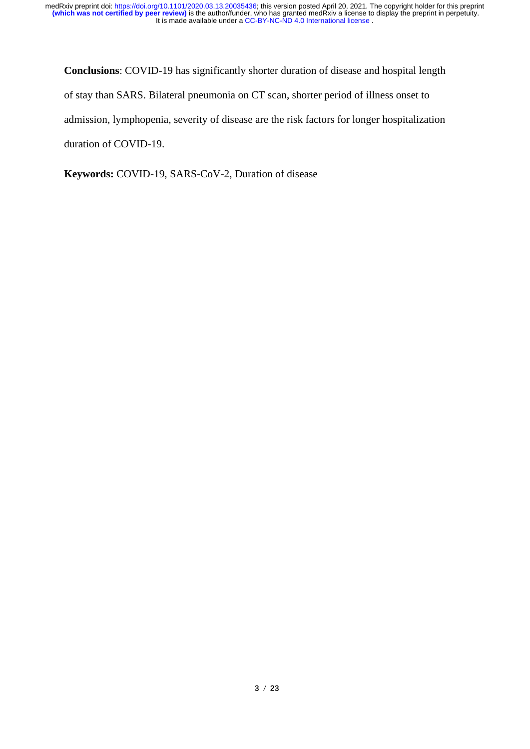**Conclusions**: COVID-19 has significantly shorter duration of disease and hospital length of stay than SARS. Bilateral pneumonia on CT scan, shorter period of illness onset to admission, lymphopenia, severity of disease are the risk factors for longer hospitalization duration of COVID-19.

**Keywords:** COVID-19, SARS-CoV-2, Duration of disease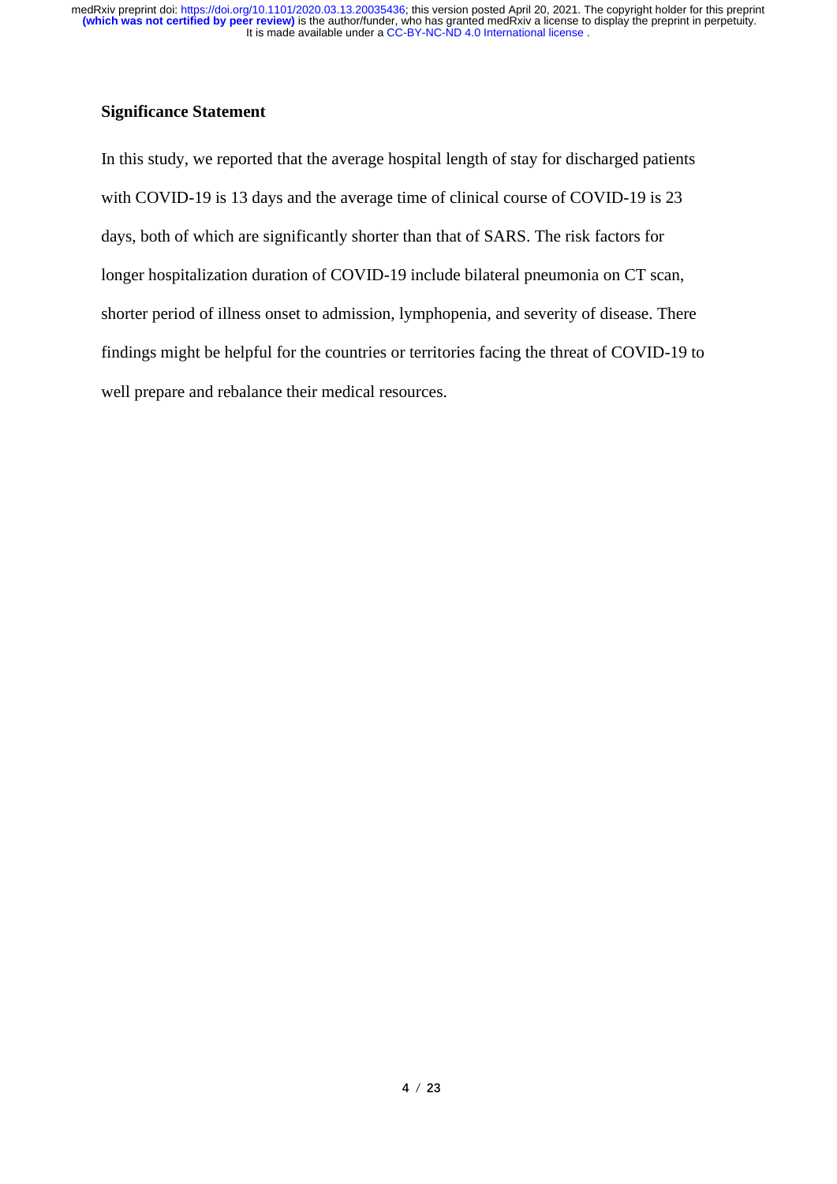## Significance Statement

In this study, we reported that the average hospital length of stay for discharged patients with COVID-19 is 13 days and the average time of clinical course of COVID-19 is 23 days, both of which are significantly shorter than that of SARS. The risk factors for longer hospitalization duration of COVID-19 include bilateral pneumonia on CT scan, shorter period of illness onset to admission, lymphopenia, and severity of disease. There findings might be helpful for the countries or territories facing the threat of COVID-19 to well prepare and rebalance their medical resources.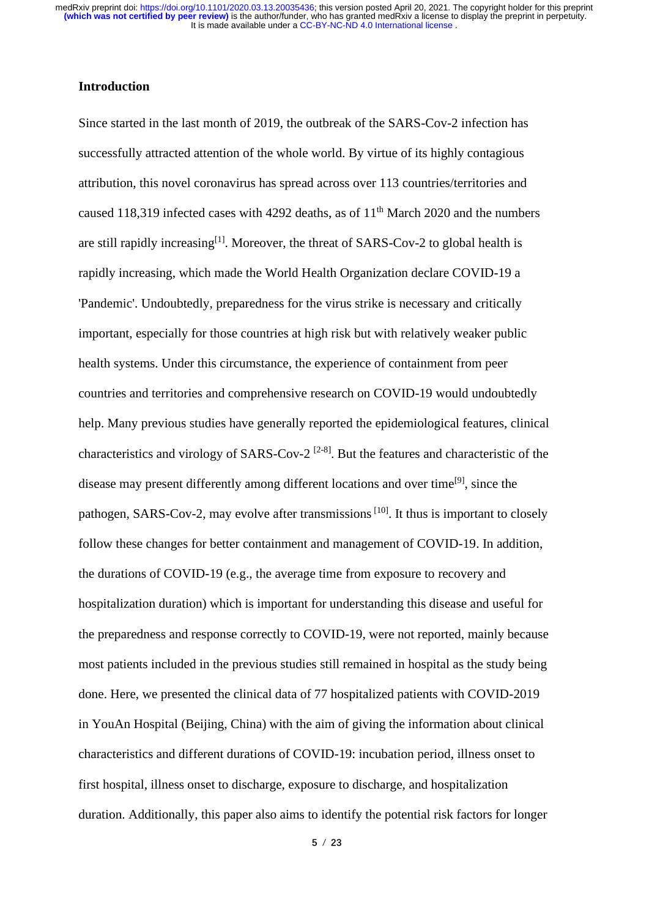## Introduction

Since started in the last month of 2019, the outbreak of the SARS-Cov-2 infection has successfully attracted attention of the whole world. By virtue of its highly contagious attribution, this novel coronavirus has spread across over 113 countries/territories and caused 118,319 infected cases with 4292 deaths, as of 11th March 2020 and the numbers are still rapidly increasing[1]. Moreover, the threat of SARS-Cov-2 to global health is rapidly increasing, which made the World Health Organization declare COVID-19 a 'Pandemic'. Undoubtedly, preparedness for the virus strike is necessary and critically important, especially for those countries at high risk but with relatively weaker public health systems. Under this circumstance, the experience of containment from peer countries and territories and comprehensive research on COVID-19 would undoubtedly help. Many previous studies have generally reported the epidemiological features, clinical characteristics and virology of SARS-Cov-2 [2-8]. But the features and characteristic of the disease may present differently among different locations and over time[9], since the pathogen, SARS-Cov-2, may evolve after transmissions [10]. It thus is important to closely follow these changes for better containment and management of COVID-19. In addition, the durations of COVID-19 (e.g., the average time from exposure to recovery and hospitalization duration) which is important for understanding this disease and useful for the preparedness and response correctly to COVID-19, were not reported, mainly because most patients included in the previous studies still remained in hospital as the study being done. Here, we presented the clinical data of 77 hospitalized patients with COVID-2019 in YouAn Hospital (Beijing, China) with the aim of giving the information about clinical characteristics and different durations of COVID-19: incubation period, illness onset to first hospital, illness onset to discharge, exposure to discharge, and hospitalization duration. Additionally, this paper also aims to identify the potential risk factors for longer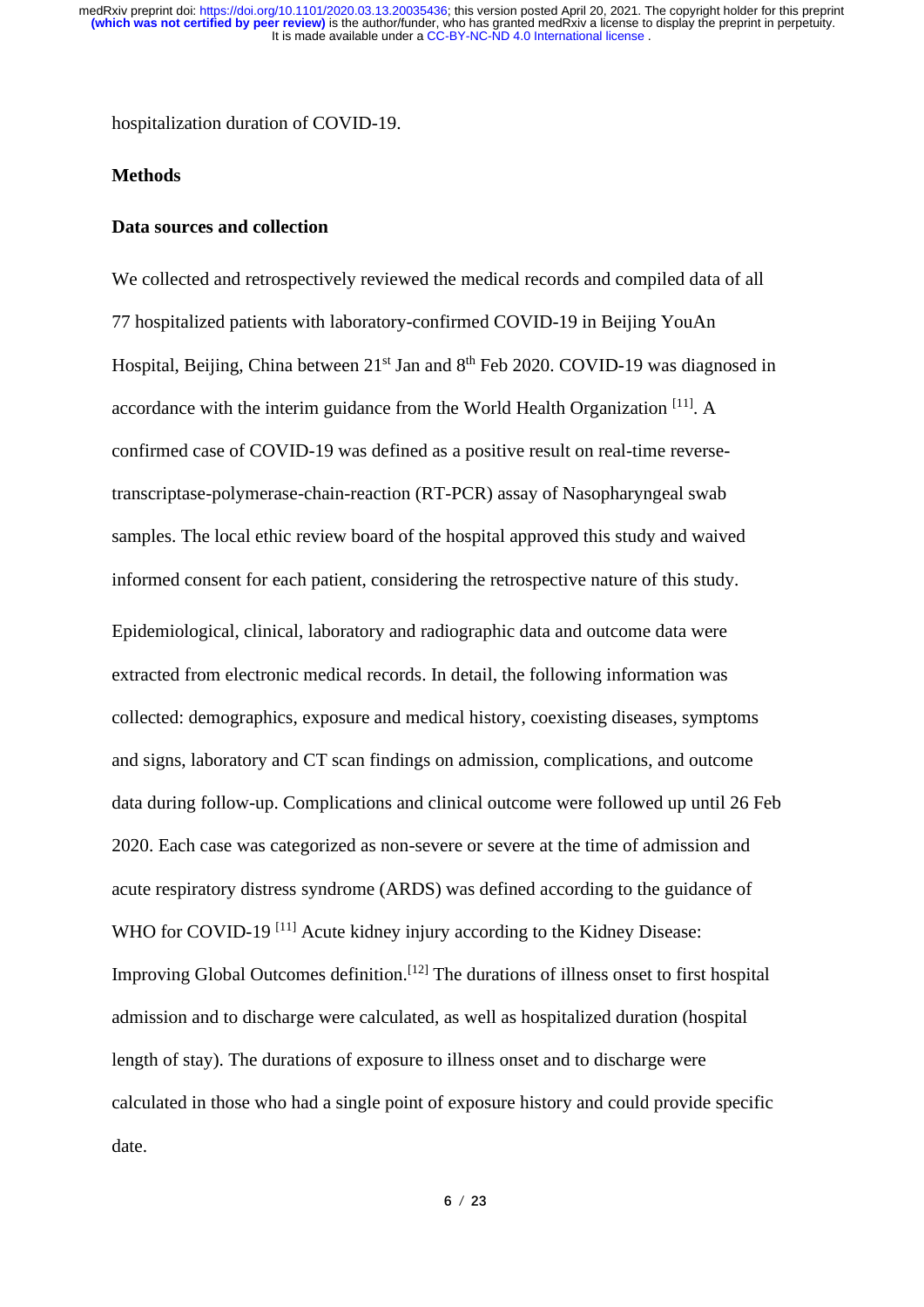hospitalization duration of COVID-19.

## Methods

### Data sources and collection

We collected and retrospectively reviewed the medical records and compiled data of all 77 hospitalized patients with laboratory-confirmed COVID-19 in Beijing YouAn Hospital, Beijing, China between 21st Jan and 8th Feb 2020. COVID-19 was diagnosed in accordance with the interim guidance from the World Health Organization [11]. A confirmed case of COVID-19 was defined as a positive result on real-time reverse-transcriptase-polymerase-chain-reaction (RT-PCR) assay of Nasopharyngeal swab samples. The local ethic review board of the hospital approved this study and waived informed consent for each patient, considering the retrospective nature of this study.

Epidemiological, clinical, laboratory and radiographic data and outcome data were extracted from electronic medical records. In detail, the following information was collected: demographics, exposure and medical history, coexisting diseases, symptoms and signs, laboratory and CT scan findings on admission, complications, and outcome data during follow-up. Complications and clinical outcome were followed up until 26 Feb 2020. Each case was categorized as non-severe or severe at the time of admission and acute respiratory distress syndrome (ARDS) was defined according to the guidance of WHO for COVID-19 [11] Acute kidney injury according to the Kidney Disease: Improving Global Outcomes definition.[12] The durations of illness onset to first hospital admission and to discharge were calculated, as well as hospitalized duration (hospital length of stay). The durations of exposure to illness onset and to discharge were calculated in those who had a single point of exposure history and could provide specific date.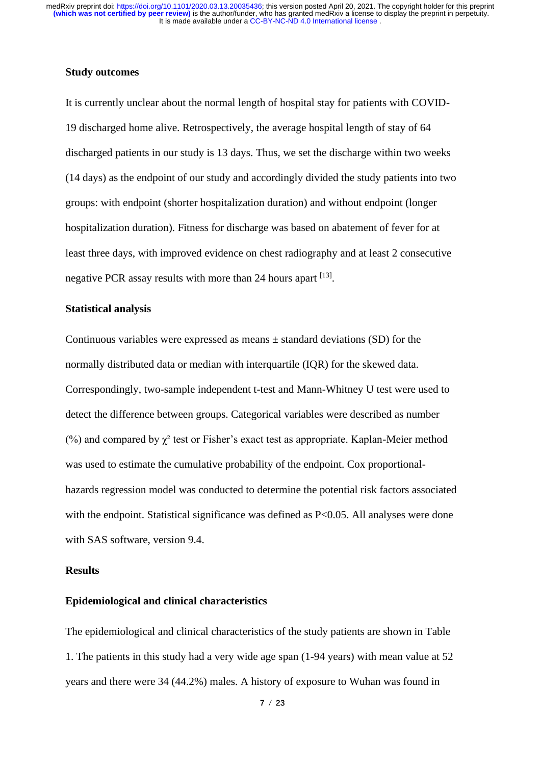**Study outcomes**

It is currently unclear about the normal length of hospital stay for patients with COVID-19 discharged home alive. Retrospectively, the average hospital length of stay of 64 discharged patients in our study is 13 days. Thus, we set the discharge within two weeks (14 days) as the endpoint of our study and accordingly divided the study patients into two groups: with endpoint (shorter hospitalization duration) and without endpoint (longer hospitalization duration). Fitness for discharge was based on abatement of fever for at least three days, with improved evidence on chest radiography and at least 2 consecutive negative PCR assay results with more than 24 hours apart [13].

**Statistical analysis**

Continuous variables were expressed as means ± standard deviations (SD) for the normally distributed data or median with interquartile (IQR) for the skewed data. Correspondingly, two-sample independent t-test and Mann-Whitney U test were used to detect the difference between groups. Categorical variables were described as number (%) and compared by $\chi^2$ test or Fisher's exact test as appropriate. Kaplan-Meier method was used to estimate the cumulative probability of the endpoint. Cox proportional-hazards regression model was conducted to determine the potential risk factors associated with the endpoint. Statistical significance was defined as $P<0.05$. All analyses were done with SAS software, version 9.4.

**Results**

**Epidemiological and clinical characteristics**

The epidemiological and clinical characteristics of the study patients are shown in Table 1. The patients in this study had a very wide age span (1-94 years) with mean value at 52 years and there were 34 (44.2%) males. A history of exposure to Wuhan was found in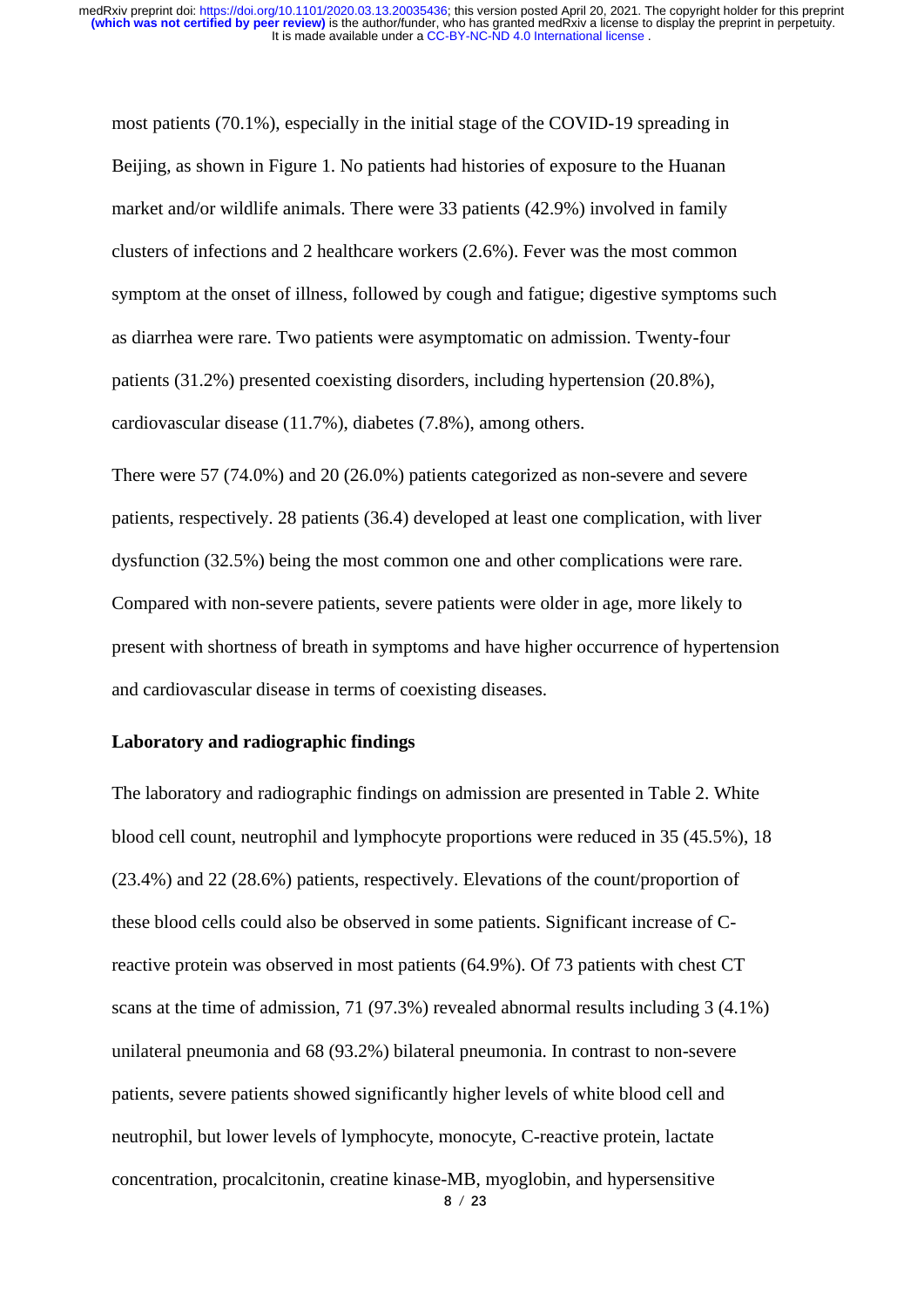most patients (70.1%), especially in the initial stage of the COVID-19 spreading in Beijing, as shown in Figure 1. No patients had histories of exposure to the Huanan market and/or wildlife animals. There were 33 patients (42.9%) involved in family clusters of infections and 2 healthcare workers (2.6%). Fever was the most common symptom at the onset of illness, followed by cough and fatigue; digestive symptoms such as diarrhea were rare. Two patients were asymptomatic on admission. Twenty-four patients (31.2%) presented coexisting disorders, including hypertension (20.8%), cardiovascular disease (11.7%), diabetes (7.8%), among others.

There were 57 (74.0%) and 20 (26.0%) patients categorized as non-severe and severe patients, respectively. 28 patients (36.4) developed at least one complication, with liver dysfunction (32.5%) being the most common one and other complications were rare. Compared with non-severe patients, severe patients were older in age, more likely to present with shortness of breath in symptoms and have higher occurrence of hypertension and cardiovascular disease in terms of coexisting diseases.

**Laboratory and radiographic findings**

The laboratory and radiographic findings on admission are presented in Table 2. White blood cell count, neutrophil and lymphocyte proportions were reduced in 35 (45.5%), 18 (23.4%) and 22 (28.6%) patients, respectively. Elevations of the count/proportion of these blood cells could also be observed in some patients. Significant increase of C-reactive protein was observed in most patients (64.9%). Of 73 patients with chest CT scans at the time of admission, 71 (97.3%) revealed abnormal results including 3 (4.1%) unilateral pneumonia and 68 (93.2%) bilateral pneumonia. In contrast to non-severe patients, severe patients showed significantly higher levels of white blood cell and neutrophil, but lower levels of lymphocyte, monocyte, C-reactive protein, lactate concentration, procalcitonin, creatine kinase-MB, myoglobin, and hypersensitive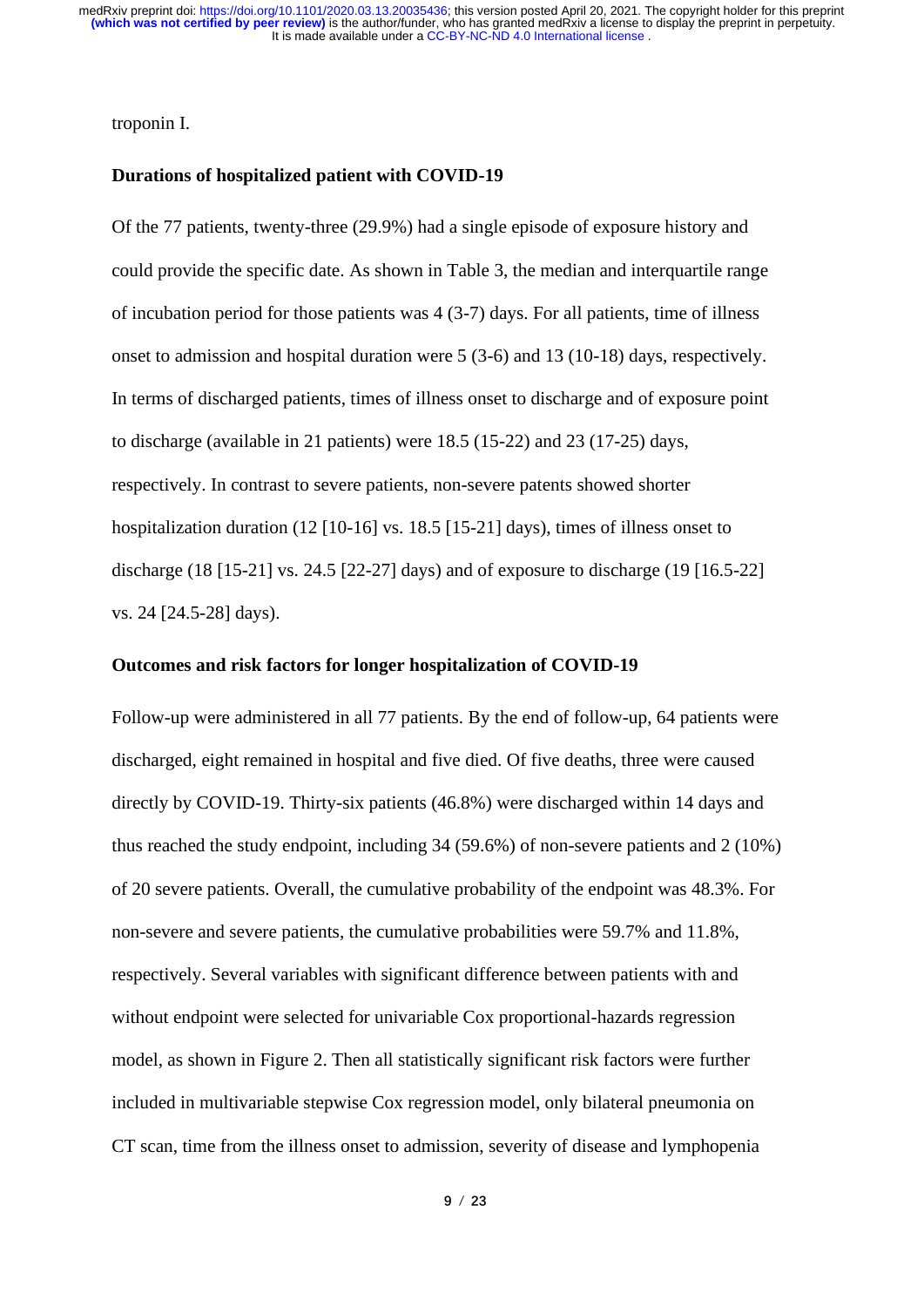troponin I.

### Durations of hospitalized patient with COVID-19

Of the 77 patients, twenty-three (29.9%) had a single episode of exposure history and could provide the specific date. As shown in Table 3, the median and interquartile range of incubation period for those patients was 4 (3-7) days. For all patients, time of illness onset to admission and hospital duration were 5 (3-6) and 13 (10-18) days, respectively. In terms of discharged patients, times of illness onset to discharge and of exposure point to discharge (available in 21 patients) were 18.5 (15-22) and 23 (17-25) days, respectively. In contrast to severe patients, non-severe patents showed shorter hospitalization duration (12 [10-16] vs. 18.5 [15-21] days), times of illness onset to discharge (18 [15-21] vs. 24.5 [22-27] days) and of exposure to discharge (19 [16.5-22] vs. 24 [24.5-28] days).

### Outcomes and risk factors for longer hospitalization of COVID-19

Follow-up were administered in all 77 patients. By the end of follow-up, 64 patients were discharged, eight remained in hospital and five died. Of five deaths, three were caused directly by COVID-19. Thirty-six patients (46.8%) were discharged within 14 days and thus reached the study endpoint, including 34 (59.6%) of non-severe patients and 2 (10%) of 20 severe patients. Overall, the cumulative probability of the endpoint was 48.3%. For non-severe and severe patients, the cumulative probabilities were 59.7% and 11.8%, respectively. Several variables with significant difference between patients with and without endpoint were selected for univariable Cox proportional-hazards regression model, as shown in Figure 2. Then all statistically significant risk factors were further included in multivariable stepwise Cox regression model, only bilateral pneumonia on CT scan, time from the illness onset to admission, severity of disease and lymphopenia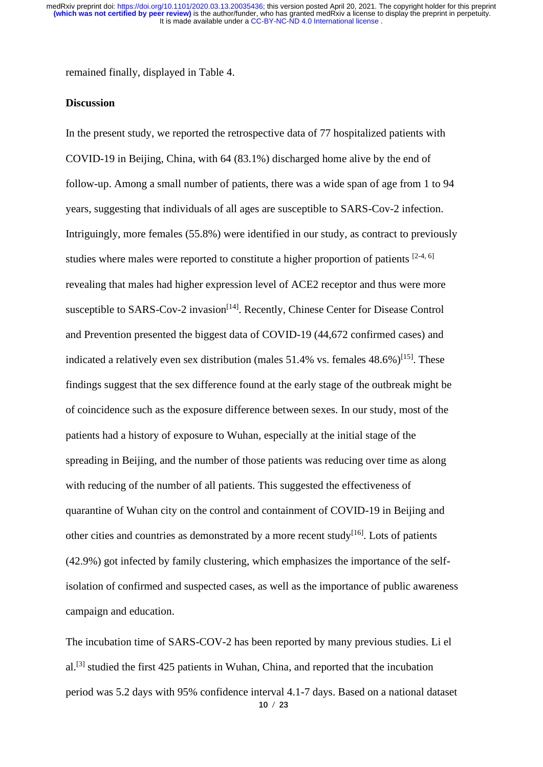remained finally, displayed in Table 4.

## Discussion

In the present study, we reported the retrospective data of 77 hospitalized patients with COVID-19 in Beijing, China, with 64 (83.1%) discharged home alive by the end of follow-up. Among a small number of patients, there was a wide span of age from 1 to 94 years, suggesting that individuals of all ages are susceptible to SARS-Cov-2 infection. Intriguingly, more females (55.8%) were identified in our study, as contract to previously studies where males were reported to constitute a higher proportion of patients [2-4, 6] revealing that males had higher expression level of ACE2 receptor and thus were more susceptible to SARS-Cov-2 invasion[14]. Recently, Chinese Center for Disease Control and Prevention presented the biggest data of COVID-19 (44,672 confirmed cases) and indicated a relatively even sex distribution (males 51.4% vs. females 48.6%)[15]. These findings suggest that the sex difference found at the early stage of the outbreak might be of coincidence such as the exposure difference between sexes. In our study, most of the patients had a history of exposure to Wuhan, especially at the initial stage of the spreading in Beijing, and the number of those patients was reducing over time as along with reducing of the number of all patients. This suggested the effectiveness of quarantine of Wuhan city on the control and containment of COVID-19 in Beijing and other cities and countries as demonstrated by a more recent study[16]. Lots of patients (42.9%) got infected by family clustering, which emphasizes the importance of the self-isolation of confirmed and suspected cases, as well as the importance of public awareness campaign and education.

The incubation time of SARS-COV-2 has been reported by many previous studies. Li el al.[3] studied the first 425 patients in Wuhan, China, and reported that the incubation period was 5.2 days with 95% confidence interval 4.1-7 days. Based on a national dataset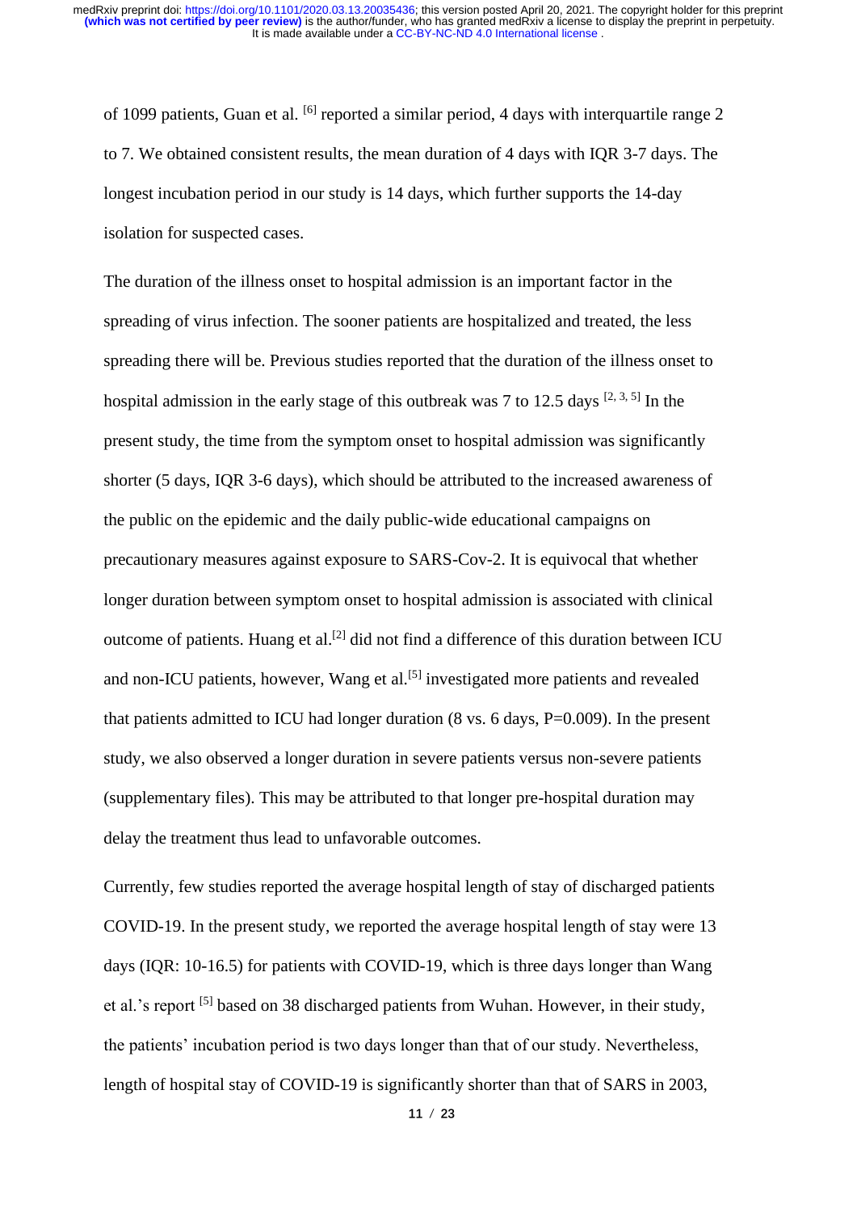of 1099 patients, Guan et al. [6] reported a similar period, 4 days with interquartile range 2 to 7. We obtained consistent results, the mean duration of 4 days with IQR 3-7 days. The longest incubation period in our study is 14 days, which further supports the 14-day isolation for suspected cases.

The duration of the illness onset to hospital admission is an important factor in the spreading of virus infection. The sooner patients are hospitalized and treated, the less spreading there will be. Previous studies reported that the duration of the illness onset to hospital admission in the early stage of this outbreak was 7 to 12.5 days [2, 3, 5] In the present study, the time from the symptom onset to hospital admission was significantly shorter (5 days, IQR 3-6 days), which should be attributed to the increased awareness of the public on the epidemic and the daily public-wide educational campaigns on precautionary measures against exposure to SARS-Cov-2. It is equivocal that whether longer duration between symptom onset to hospital admission is associated with clinical outcome of patients. Huang et al.[2] did not find a difference of this duration between ICU and non-ICU patients, however, Wang et al.[5] investigated more patients and revealed that patients admitted to ICU had longer duration (8 vs. 6 days, P=0.009). In the present study, we also observed a longer duration in severe patients versus non-severe patients (supplementary files). This may be attributed to that longer pre-hospital duration may delay the treatment thus lead to unfavorable outcomes.

Currently, few studies reported the average hospital length of stay of discharged patients COVID-19. In the present study, we reported the average hospital length of stay were 13 days (IQR: 10-16.5) for patients with COVID-19, which is three days longer than Wang et al.'s report [5] based on 38 discharged patients from Wuhan. However, in their study, the patients' incubation period is two days longer than that of our study. Nevertheless, length of hospital stay of COVID-19 is significantly shorter than that of SARS in 2003,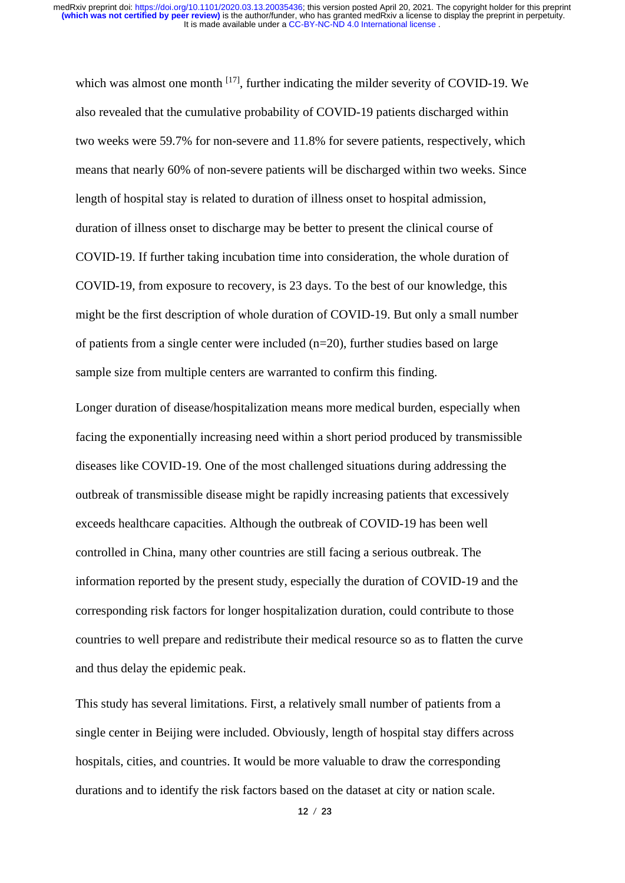which was almost one month [17], further indicating the milder severity of COVID-19. We also revealed that the cumulative probability of COVID-19 patients discharged within two weeks were 59.7% for non-severe and 11.8% for severe patients, respectively, which means that nearly 60% of non-severe patients will be discharged within two weeks. Since length of hospital stay is related to duration of illness onset to hospital admission, duration of illness onset to discharge may be better to present the clinical course of COVID-19. If further taking incubation time into consideration, the whole duration of COVID-19, from exposure to recovery, is 23 days. To the best of our knowledge, this might be the first description of whole duration of COVID-19. But only a small number of patients from a single center were included (n=20), further studies based on large sample size from multiple centers are warranted to confirm this finding.

Longer duration of disease/hospitalization means more medical burden, especially when facing the exponentially increasing need within a short period produced by transmissible diseases like COVID-19. One of the most challenged situations during addressing the outbreak of transmissible disease might be rapidly increasing patients that excessively exceeds healthcare capacities. Although the outbreak of COVID-19 has been well controlled in China, many other countries are still facing a serious outbreak. The information reported by the present study, especially the duration of COVID-19 and the corresponding risk factors for longer hospitalization duration, could contribute to those countries to well prepare and redistribute their medical resource so as to flatten the curve and thus delay the epidemic peak.

This study has several limitations. First, a relatively small number of patients from a single center in Beijing were included. Obviously, length of hospital stay differs across hospitals, cities, and countries. It would be more valuable to draw the corresponding durations and to identify the risk factors based on the dataset at city or nation scale.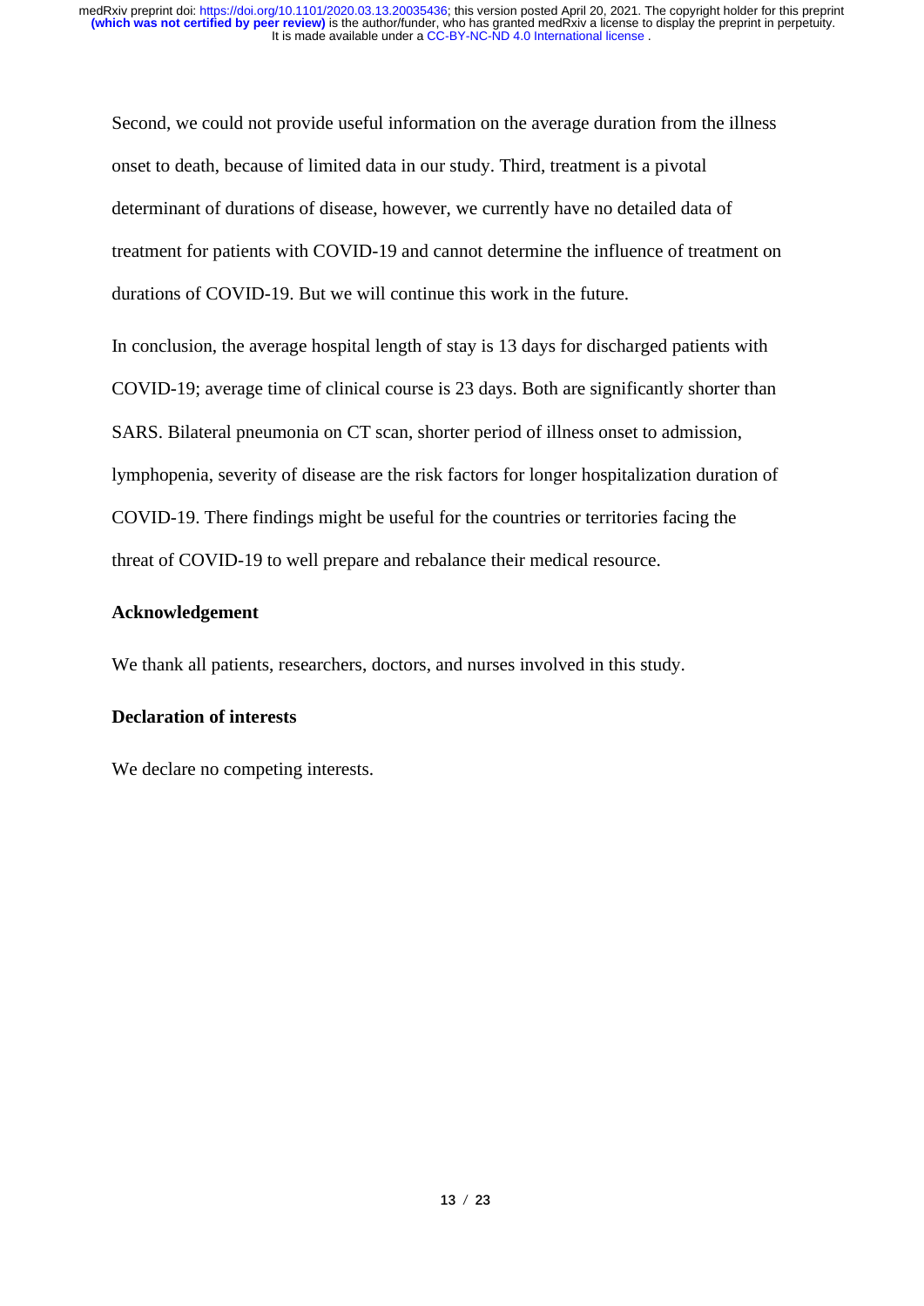Second, we could not provide useful information on the average duration from the illness onset to death, because of limited data in our study. Third, treatment is a pivotal determinant of durations of disease, however, we currently have no detailed data of treatment for patients with COVID-19 and cannot determine the influence of treatment on durations of COVID-19. But we will continue this work in the future.

In conclusion, the average hospital length of stay is 13 days for discharged patients with COVID-19; average time of clinical course is 23 days. Both are significantly shorter than SARS. Bilateral pneumonia on CT scan, shorter period of illness onset to admission, lymphopenia, severity of disease are the risk factors for longer hospitalization duration of COVID-19. There findings might be useful for the countries or territories facing the threat of COVID-19 to well prepare and rebalance their medical resource.

## Acknowledgement

We thank all patients, researchers, doctors, and nurses involved in this study.

## Declaration of interests

We declare no competing interests.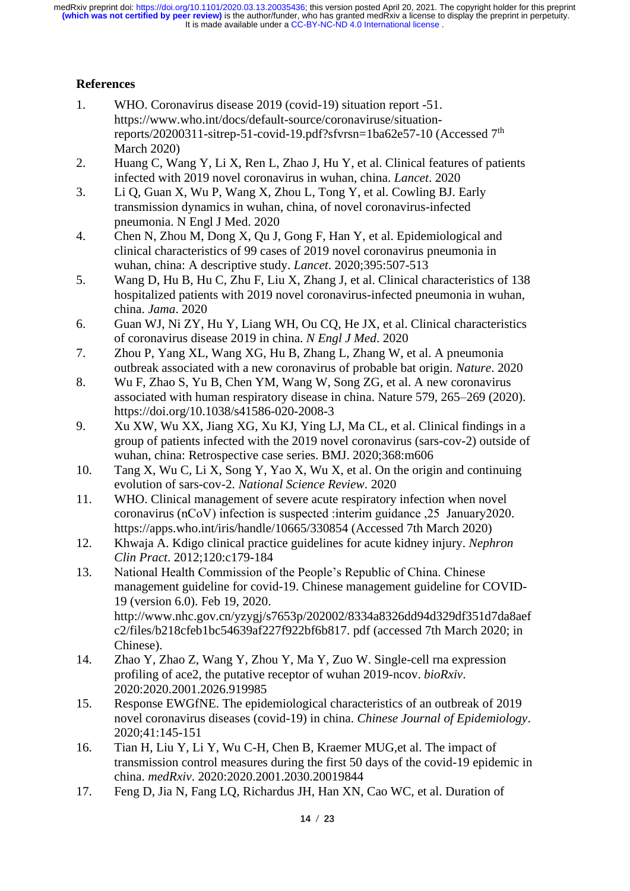## References

1. WHO. Coronavirus disease 2019 (covid-19) situation report -51. https://www.who.int/docs/default-source/coronaviruse/situation-reports/20200311-sitrep-51-covid-19.pdf?sfvrsn=1ba62e57-10 (Accessed 7th March 2020)
2. Huang C, Wang Y, Li X, Ren L, Zhao J, Hu Y, et al. Clinical features of patients infected with 2019 novel coronavirus in wuhan, china. *Lancet*. 2020
3. Li Q, Guan X, Wu P, Wang X, Zhou L, Tong Y, et al. Cowling BJ. Early transmission dynamics in wuhan, china, of novel coronavirus-infected pneumonia. N Engl J Med. 2020
4. Chen N, Zhou M, Dong X, Qu J, Gong F, Han Y, et al. Epidemiological and clinical characteristics of 99 cases of 2019 novel coronavirus pneumonia in wuhan, china: A descriptive study. *Lancet*. 2020;395:507-513
5. Wang D, Hu B, Hu C, Zhu F, Liu X, Zhang J, et al. Clinical characteristics of 138 hospitalized patients with 2019 novel coronavirus-infected pneumonia in wuhan, china. *Jama*. 2020
6. Guan WJ, Ni ZY, Hu Y, Liang WH, Ou CQ, He JX, et al. Clinical characteristics of coronavirus disease 2019 in china. *N Engl J Med*. 2020
7. Zhou P, Yang XL, Wang XG, Hu B, Zhang L, Zhang W, et al. A pneumonia outbreak associated with a new coronavirus of probable bat origin. *Nature*. 2020
8. Wu F, Zhao S, Yu B, Chen YM, Wang W, Song ZG, et al. A new coronavirus associated with human respiratory disease in china. Nature 579, 265–269 (2020). https://doi.org/10.1038/s41586-020-2008-3
9. Xu XW, Wu XX, Jiang XG, Xu KJ, Ying LJ, Ma CL, et al. Clinical findings in a group of patients infected with the 2019 novel coronavirus (sars-cov-2) outside of wuhan, china: Retrospective case series. BMJ. 2020;368:m606
10. Tang X, Wu C, Li X, Song Y, Yao X, Wu X, et al. On the origin and continuing evolution of sars-cov-2. *National Science Review*. 2020
11. WHO. Clinical management of severe acute respiratory infection when novel coronavirus (nCoV) infection is suspected :interim guidance ,25 January2020. https://apps.who.int/iris/handle/10665/330854 (Accessed 7th March 2020)
12. Khwaja A. Kdigo clinical practice guidelines for acute kidney injury. *Nephron Clin Pract*. 2012;120:c179-184
13. National Health Commission of the People's Republic of China. Chinese management guideline for covid-19. Chinese management guideline for COVID-19 (version 6.0). Feb 19, 2020. http://www.nhc.gov.cn/yzygj/s7653p/202002/8334a8326dd94d329df351d7da8aefc2/files/b218cfeb1bc54639af227f922bf6b817. pdf (accessed 7th March 2020; in Chinese).
14. Zhao Y, Zhao Z, Wang Y, Zhou Y, Ma Y, Zuo W. Single-cell rna expression profiling of ace2, the putative receptor of wuhan 2019-ncov. *bioRxiv*. 2020:2020.2001.2026.919985
15. Response EWGfNE. The epidemiological characteristics of an outbreak of 2019 novel coronavirus diseases (covid-19) in china. *Chinese Journal of Epidemiology*. 2020;41:145-151
16. Tian H, Liu Y, Li Y, Wu C-H, Chen B, Kraemer MUG,et al. The impact of transmission control measures during the first 50 days of the covid-19 epidemic in china. *medRxiv*. 2020:2020.2001.2030.20019844
17. Feng D, Jia N, Fang LQ, Richardus JH, Han XN, Cao WC, et al. Duration of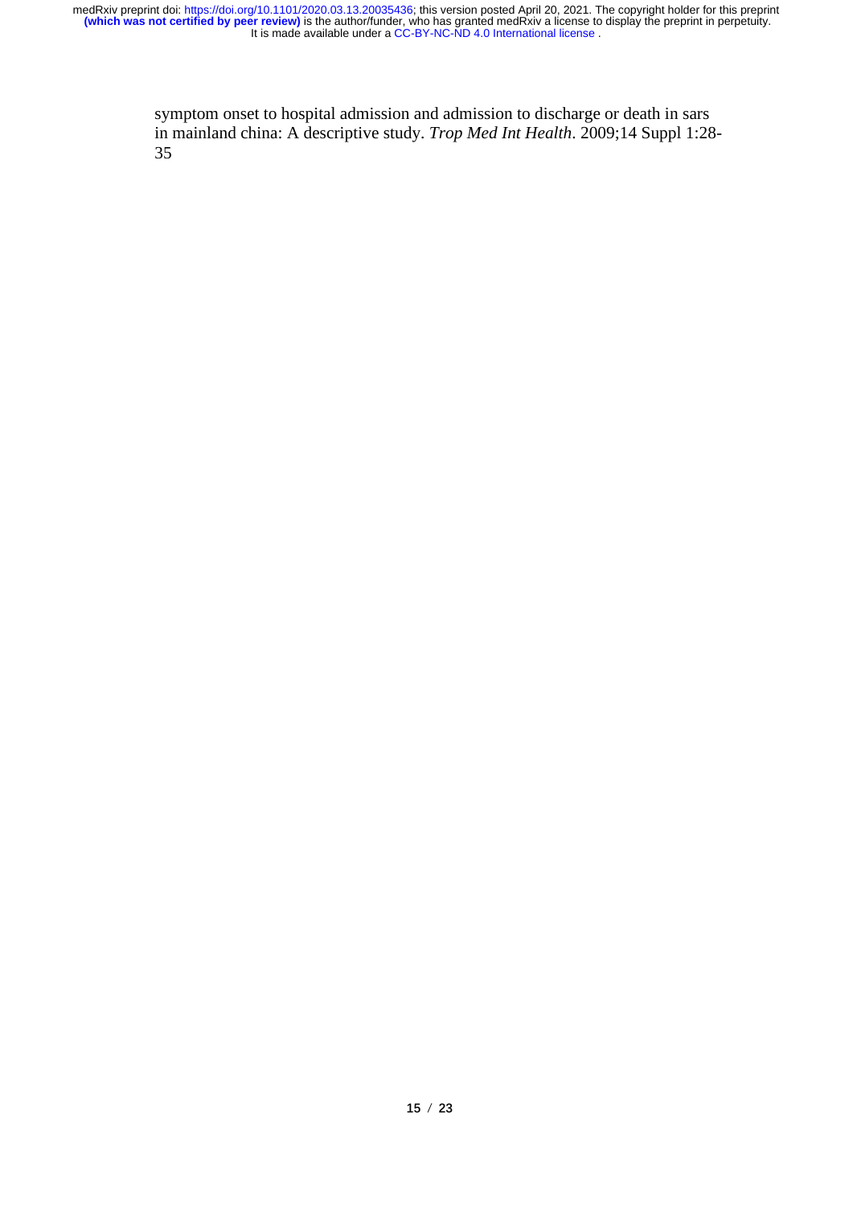symptom onset to hospital admission and admission to discharge or death in sars in mainland china: A descriptive study. *Trop Med Int Health*. 2009;14 Suppl 1:28-35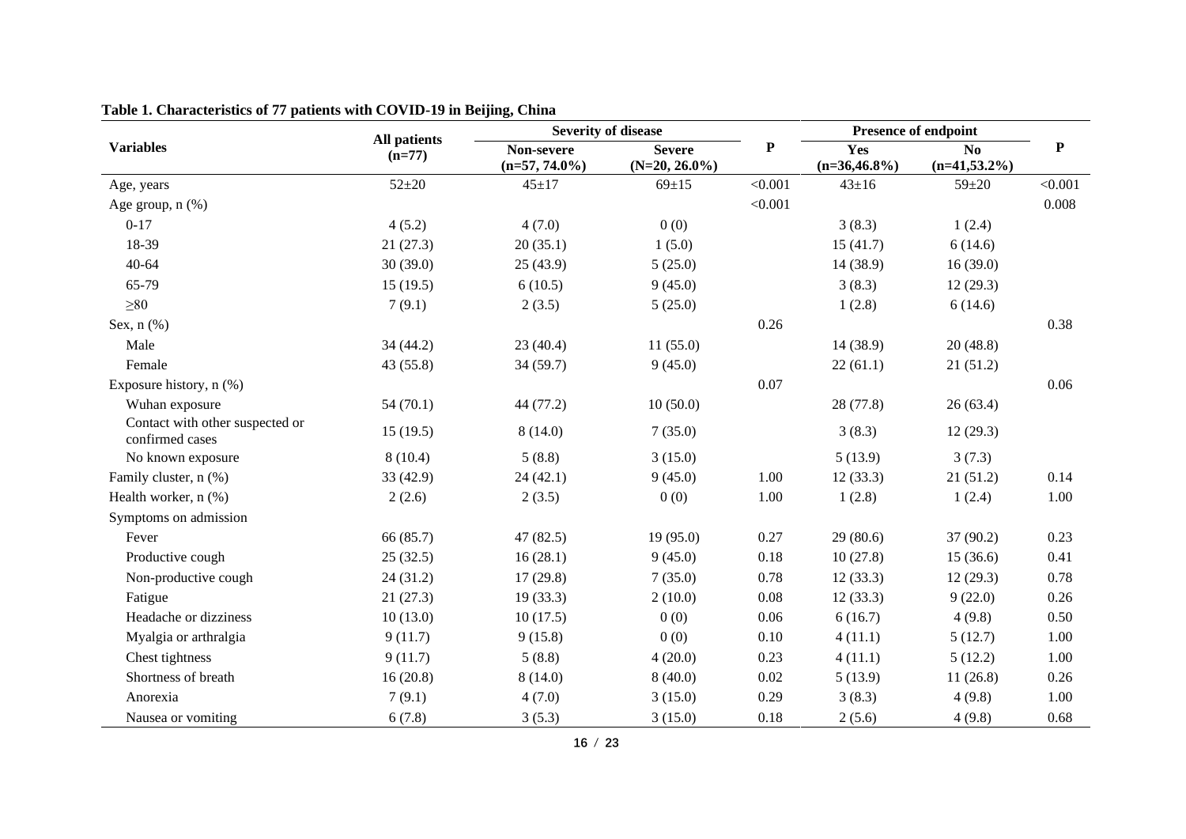**Table 1. Characteristics of 77 patients with COVID-19 in Beijing, China**

| Variables | All patients (n=77) | Severity of disease | | P | Presence of endpoint | | P |
|---|---|---|---|---|---|---|---|
| | | Non-severe (n=57, 74.0%) | Severe (N=20, 26.0%) | | Yes (n=36,46.8%) | No (n=41,53.2%) | |
| Age, years | 52±20 | 45±17 | 69±15 | <0.001 | 43±16 | 59±20 | <0.001 |
| Age group, n (%) | | | | <0.001 | | | 0.008 |
| 0-17 | 4 (5.2) | 4 (7.0) | 0 (0) | | 3 (8.3) | 1 (2.4) | |
| 18-39 | 21 (27.3) | 20 (35.1) | 1 (5.0) | | 15 (41.7) | 6 (14.6) | |
| 40-64 | 30 (39.0) | 25 (43.9) | 5 (25.0) | | 14 (38.9) | 16 (39.0) | |
| 65-79 | 15 (19.5) | 6 (10.5) | 9 (45.0) | | 3 (8.3) | 12 (29.3) | |
| ≥80 | 7 (9.1) | 2 (3.5) | 5 (25.0) | | 1 (2.8) | 6 (14.6) | |
| Sex, n (%) | | | | 0.26 | | | 0.38 |
| Male | 34 (44.2) | 23 (40.4) | 11 (55.0) | | 14 (38.9) | 20 (48.8) | |
| Female | 43 (55.8) | 34 (59.7) | 9 (45.0) | | 22 (61.1) | 21 (51.2) | |
| Exposure history, n (%) | | | | 0.07 | | | 0.06 |
| Wuhan exposure | 54 (70.1) | 44 (77.2) | 10 (50.0) | | 28 (77.8) | 26 (63.4) | |
| Contact with other suspected or confirmed cases | 15 (19.5) | 8 (14.0) | 7 (35.0) | | 3 (8.3) | 12 (29.3) | |
| No known exposure | 8 (10.4) | 5 (8.8) | 3 (15.0) | | 5 (13.9) | 3 (7.3) | |
| Family cluster, n (%) | 33 (42.9) | 24 (42.1) | 9 (45.0) | 1.00 | 12 (33.3) | 21 (51.2) | 0.14 |
| Health worker, n (%) | 2 (2.6) | 2 (3.5) | 0 (0) | 1.00 | 1 (2.8) | 1 (2.4) | 1.00 |
| Symptoms on admission | | | | | | | |
| Fever | 66 (85.7) | 47 (82.5) | 19 (95.0) | 0.27 | 29 (80.6) | 37 (90.2) | 0.23 |
| Productive cough | 25 (32.5) | 16 (28.1) | 9 (45.0) | 0.18 | 10 (27.8) | 15 (36.6) | 0.41 |
| Non-productive cough | 24 (31.2) | 17 (29.8) | 7 (35.0) | 0.78 | 12 (33.3) | 12 (29.3) | 0.78 |
| Fatigue | 21 (27.3) | 19 (33.3) | 2 (10.0) | 0.08 | 12 (33.3) | 9 (22.0) | 0.26 |
| Headache or dizziness | 10 (13.0) | 10 (17.5) | 0 (0) | 0.06 | 6 (16.7) | 4 (9.8) | 0.50 |
| Myalgia or arthralgia | 9 (11.7) | 9 (15.8) | 0 (0) | 0.10 | 4 (11.1) | 5 (12.7) | 1.00 |
| Chest tightness | 9 (11.7) | 5 (8.8) | 4 (20.0) | 0.23 | 4 (11.1) | 5 (12.2) | 1.00 |
| Shortness of breath | 16 (20.8) | 8 (14.0) | 8 (40.0) | 0.02 | 5 (13.9) | 11 (26.8) | 0.26 |
| Anorexia | 7 (9.1) | 4 (7.0) | 3 (15.0) | 0.29 | 3 (8.3) | 4 (9.8) | 1.00 |
| Nausea or vomiting | 6 (7.8) | 3 (5.3) | 3 (15.0) | 0.18 | 2 (5.6) | 4 (9.8) | 0.68 |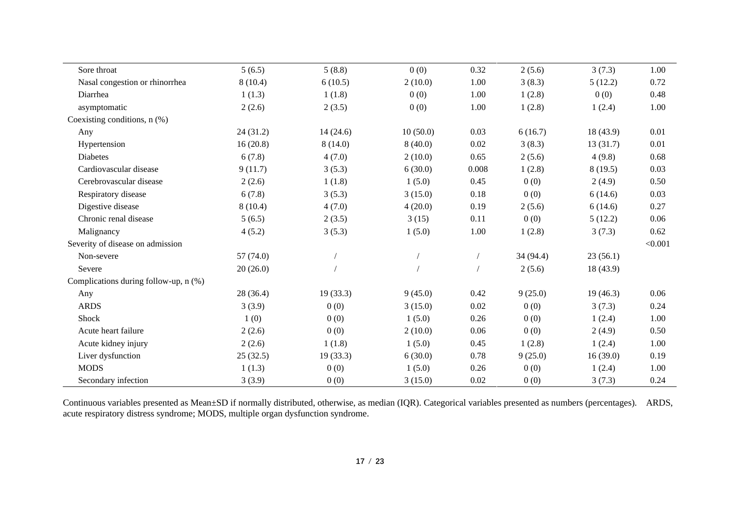| | | | | | | | |
|---|---|---|---|---|---|---|---|
| Sore throat | 5 (6.5) | 5 (8.8) | 0 (0) | 0.32 | 2 (5.6) | 3 (7.3) | 1.00 |
| Nasal congestion or rhinorrhea | 8 (10.4) | 6 (10.5) | 2 (10.0) | 1.00 | 3 (8.3) | 5 (12.2) | 0.72 |
| Diarrhea | 1 (1.3) | 1 (1.8) | 0 (0) | 1.00 | 1 (2.8) | 0 (0) | 0.48 |
| asymptomatic | 2 (2.6) | 2 (3.5) | 0 (0) | 1.00 | 1 (2.8) | 1 (2.4) | 1.00 |
| Coexisting conditions, n (%) | | | | | | | |
| Any | 24 (31.2) | 14 (24.6) | 10 (50.0) | 0.03 | 6 (16.7) | 18 (43.9) | 0.01 |
| Hypertension | 16 (20.8) | 8 (14.0) | 8 (40.0) | 0.02 | 3 (8.3) | 13 (31.7) | 0.01 |
| Diabetes | 6 (7.8) | 4 (7.0) | 2 (10.0) | 0.65 | 2 (5.6) | 4 (9.8) | 0.68 |
| Cardiovascular disease | 9 (11.7) | 3 (5.3) | 6 (30.0) | 0.008 | 1 (2.8) | 8 (19.5) | 0.03 |
| Cerebrovascular disease | 2 (2.6) | 1 (1.8) | 1 (5.0) | 0.45 | 0 (0) | 2 (4.9) | 0.50 |
| Respiratory disease | 6 (7.8) | 3 (5.3) | 3 (15.0) | 0.18 | 0 (0) | 6 (14.6) | 0.03 |
| Digestive disease | 8 (10.4) | 4 (7.0) | 4 (20.0) | 0.19 | 2 (5.6) | 6 (14.6) | 0.27 |
| Chronic renal disease | 5 (6.5) | 2 (3.5) | 3 (15) | 0.11 | 0 (0) | 5 (12.2) | 0.06 |
| Malignancy | 4 (5.2) | 3 (5.3) | 1 (5.0) | 1.00 | 1 (2.8) | 3 (7.3) | 0.62 |
| Severity of disease on admission | | | | | | | <0.001 |
| Non-severe | 57 (74.0) | / | / | / | 34 (94.4) | 23 (56.1) | |
| Severe | 20 (26.0) | / | / | / | 2 (5.6) | 18 (43.9) | |
| Complications during follow-up, n (%) | | | | | | | |
| Any | 28 (36.4) | 19 (33.3) | 9 (45.0) | 0.42 | 9 (25.0) | 19 (46.3) | 0.06 |
| ARDS | 3 (3.9) | 0 (0) | 3 (15.0) | 0.02 | 0 (0) | 3 (7.3) | 0.24 |
| Shock | 1 (0) | 0 (0) | 1 (5.0) | 0.26 | 0 (0) | 1 (2.4) | 1.00 |
| Acute heart failure | 2 (2.6) | 0 (0) | 2 (10.0) | 0.06 | 0 (0) | 2 (4.9) | 0.50 |
| Acute kidney injury | 2 (2.6) | 1 (1.8) | 1 (5.0) | 0.45 | 1 (2.8) | 1 (2.4) | 1.00 |
| Liver dysfunction | 25 (32.5) | 19 (33.3) | 6 (30.0) | 0.78 | 9 (25.0) | 16 (39.0) | 0.19 |
| MODS | 1 (1.3) | 0 (0) | 1 (5.0) | 0.26 | 0 (0) | 1 (2.4) | 1.00 |
| Secondary infection | 3 (3.9) | 0 (0) | 3 (15.0) | 0.02 | 0 (0) | 3 (7.3) | 0.24 |

Continuous variables presented as Mean±SD if normally distributed, otherwise, as median (IQR). Categorical variables presented as numbers (percentages). ARDS, acute respiratory distress syndrome; MODS, multiple organ dysfunction syndrome.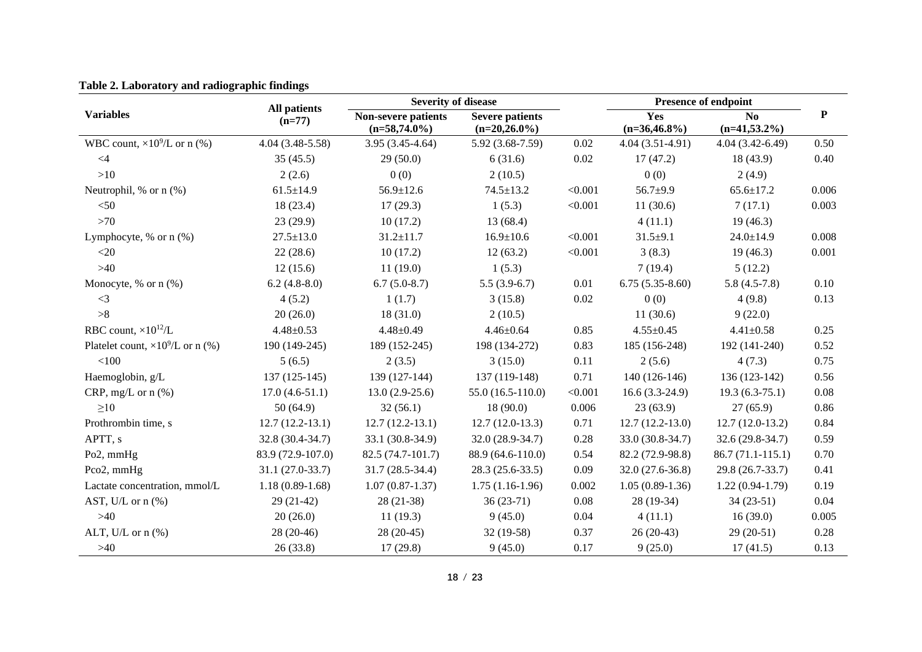**Table 2. Laboratory and radiographic findings**

| Variables | All patients (n=77) | Severity of disease | | | Presence of endpoint | | P |
|---|---|---|---|---|---|---|---|
| | | Non-severe patients (n=58,74.0%) | Severe patients (n=20,26.0%) | | Yes (n=36,46.8%) | No (n=41,53.2%) | |
| WBC count, $\times 10^9$/L or n (%) | 4.04 (3.48-5.58) | 3.95 (3.45-4.64) | 5.92 (3.68-7.59) | 0.02 | 4.04 (3.51-4.91) | 4.04 (3.42-6.49) | 0.50 |
| <4 | 35 (45.5) | 29 (50.0) | 6 (31.6) | 0.02 | 17 (47.2) | 18 (43.9) | 0.40 |
| >10 | 2 (2.6) | 0 (0) | 2 (10.5) | | 0 (0) | 2 (4.9) | |
| Neutrophil, % or n (%) | 61.5±14.9 | 56.9±12.6 | 74.5±13.2 | <0.001 | 56.7±9.9 | 65.6±17.2 | 0.006 |
| <50 | 18 (23.4) | 17 (29.3) | 1 (5.3) | <0.001 | 11 (30.6) | 7 (17.1) | 0.003 |
| >70 | 23 (29.9) | 10 (17.2) | 13 (68.4) | | 4 (11.1) | 19 (46.3) | |
| Lymphocyte, % or n (%) | 27.5±13.0 | 31.2±11.7 | 16.9±10.6 | <0.001 | 31.5±9.1 | 24.0±14.9 | 0.008 |
| <20 | 22 (28.6) | 10 (17.2) | 12 (63.2) | <0.001 | 3 (8.3) | 19 (46.3) | 0.001 |
| >40 | 12 (15.6) | 11 (19.0) | 1 (5.3) | | 7 (19.4) | 5 (12.2) | |
| Monocyte, % or n (%) | 6.2 (4.8-8.0) | 6.7 (5.0-8.7) | 5.5 (3.9-6.7) | 0.01 | 6.75 (5.35-8.60) | 5.8 (4.5-7.8) | 0.10 |
| <3 | 4 (5.2) | 1 (1.7) | 3 (15.8) | 0.02 | 0 (0) | 4 (9.8) | 0.13 |
| >8 | 20 (26.0) | 18 (31.0) | 2 (10.5) | | 11 (30.6) | 9 (22.0) | |
| RBC count, $\times 10^{12}$/L | 4.48±0.53 | 4.48±0.49 | 4.46±0.64 | 0.85 | 4.55±0.45 | 4.41±0.58 | 0.25 |
| Platelet count, $\times 10^9$/L or n (%) | 190 (149-245) | 189 (152-245) | 198 (134-272) | 0.83 | 185 (156-248) | 192 (141-240) | 0.52 |
| <100 | 5 (6.5) | 2 (3.5) | 3 (15.0) | 0.11 | 2 (5.6) | 4 (7.3) | 0.75 |
| Haemoglobin, g/L | 137 (125-145) | 139 (127-144) | 137 (119-148) | 0.71 | 140 (126-146) | 136 (123-142) | 0.56 |
| CRP, mg/L or n (%) | 17.0 (4.6-51.1) | 13.0 (2.9-25.6) | 55.0 (16.5-110.0) | <0.001 | 16.6 (3.3-24.9) | 19.3 (6.3-75.1) | 0.08 |
| ≥10 | 50 (64.9) | 32 (56.1) | 18 (90.0) | 0.006 | 23 (63.9) | 27 (65.9) | 0.86 |
| Prothrombin time, s | 12.7 (12.2-13.1) | 12.7 (12.2-13.1) | 12.7 (12.0-13.3) | 0.71 | 12.7 (12.2-13.0) | 12.7 (12.0-13.2) | 0.84 |
| APTT, s | 32.8 (30.4-34.7) | 33.1 (30.8-34.9) | 32.0 (28.9-34.7) | 0.28 | 33.0 (30.8-34.7) | 32.6 (29.8-34.7) | 0.59 |
| Po2, mmHg | 83.9 (72.9-107.0) | 82.5 (74.7-101.7) | 88.9 (64.6-110.0) | 0.54 | 82.2 (72.9-98.8) | 86.7 (71.1-115.1) | 0.70 |
| Pco2, mmHg | 31.1 (27.0-33.7) | 31.7 (28.5-34.4) | 28.3 (25.6-33.5) | 0.09 | 32.0 (27.6-36.8) | 29.8 (26.7-33.7) | 0.41 |
| Lactate concentration, mmol/L | 1.18 (0.89-1.68) | 1.07 (0.87-1.37) | 1.75 (1.16-1.96) | 0.002 | 1.05 (0.89-1.36) | 1.22 (0.94-1.79) | 0.19 |
| AST, U/L or n (%) | 29 (21-42) | 28 (21-38) | 36 (23-71) | 0.08 | 28 (19-34) | 34 (23-51) | 0.04 |
| >40 | 20 (26.0) | 11 (19.3) | 9 (45.0) | 0.04 | 4 (11.1) | 16 (39.0) | 0.005 |
| ALT, U/L or n (%) | 28 (20-46) | 28 (20-45) | 32 (19-58) | 0.37 | 26 (20-43) | 29 (20-51) | 0.28 |
| >40 | 26 (33.8) | 17 (29.8) | 9 (45.0) | 0.17 | 9 (25.0) | 17 (41.5) | 0.13 |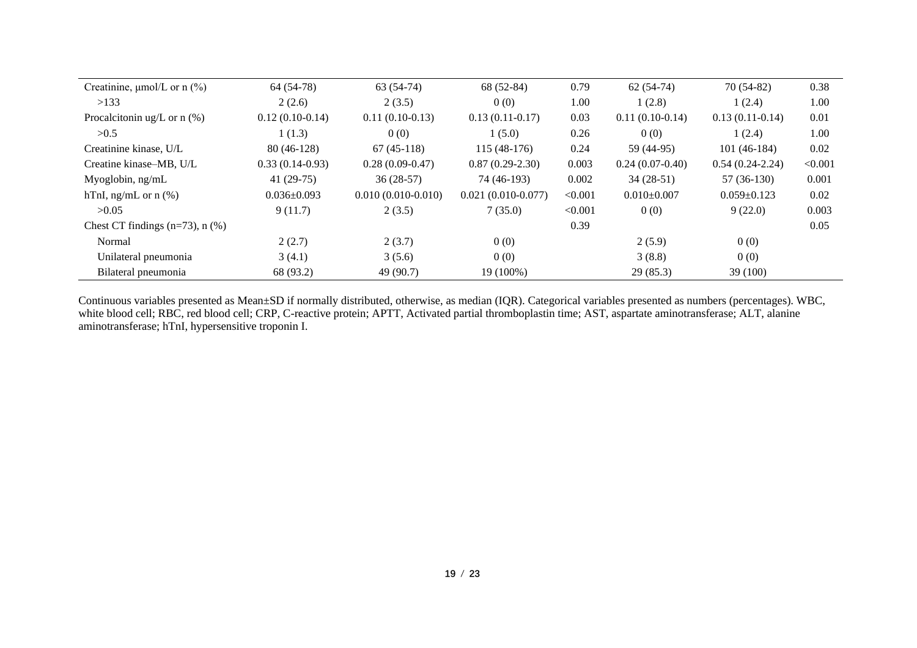| | | | | | | | |
|---|---|---|---|---|---|---|---|
| Creatinine, μmol/L or n (%) | 64 (54-78) | 63 (54-74) | 68 (52-84) | 0.79 | 62 (54-74) | 70 (54-82) | 0.38 |
| >133 | 2 (2.6) | 2 (3.5) | 0 (0) | 1.00 | 1 (2.8) | 1 (2.4) | 1.00 |
| Procalcitonin ug/L or n (%) | 0.12 (0.10-0.14) | 0.11 (0.10-0.13) | 0.13 (0.11-0.17) | 0.03 | 0.11 (0.10-0.14) | 0.13 (0.11-0.14) | 0.01 |
| >0.5 | 1 (1.3) | 0 (0) | 1 (5.0) | 0.26 | 0 (0) | 1 (2.4) | 1.00 |
| Creatinine kinase, U/L | 80 (46-128) | 67 (45-118) | 115 (48-176) | 0.24 | 59 (44-95) | 101 (46-184) | 0.02 |
| Creatine kinase–MB, U/L | 0.33 (0.14-0.93) | 0.28 (0.09-0.47) | 0.87 (0.29-2.30) | 0.003 | 0.24 (0.07-0.40) | 0.54 (0.24-2.24) | <0.001 |
| Myoglobin, ng/mL | 41 (29-75) | 36 (28-57) | 74 (46-193) | 0.002 | 34 (28-51) | 57 (36-130) | 0.001 |
| hTnI, ng/mL or n (%) | 0.036±0.093 | 0.010 (0.010-0.010) | 0.021 (0.010-0.077) | <0.001 | 0.010±0.007 | 0.059±0.123 | 0.02 |
| >0.05 | 9 (11.7) | 2 (3.5) | 7 (35.0) | <0.001 | 0 (0) | 9 (22.0) | 0.003 |
| Chest CT findings (n=73), n (%) | | | | 0.39 | | | 0.05 |
| Normal | 2 (2.7) | 2 (3.7) | 0 (0) | | 2 (5.9) | 0 (0) | |
| Unilateral pneumonia | 3 (4.1) | 3 (5.6) | 0 (0) | | 3 (8.8) | 0 (0) | |
| Bilateral pneumonia | 68 (93.2) | 49 (90.7) | 19 (100%) | | 29 (85.3) | 39 (100) | |

Continuous variables presented as Mean±SD if normally distributed, otherwise, as median (IQR). Categorical variables presented as numbers (percentages). WBC, white blood cell; RBC, red blood cell; CRP, C-reactive protein; APTT, Activated partial thromboplastin time; AST, aspartate aminotransferase; ALT, alanine aminotransferase; hTnI, hypersensitive troponin I.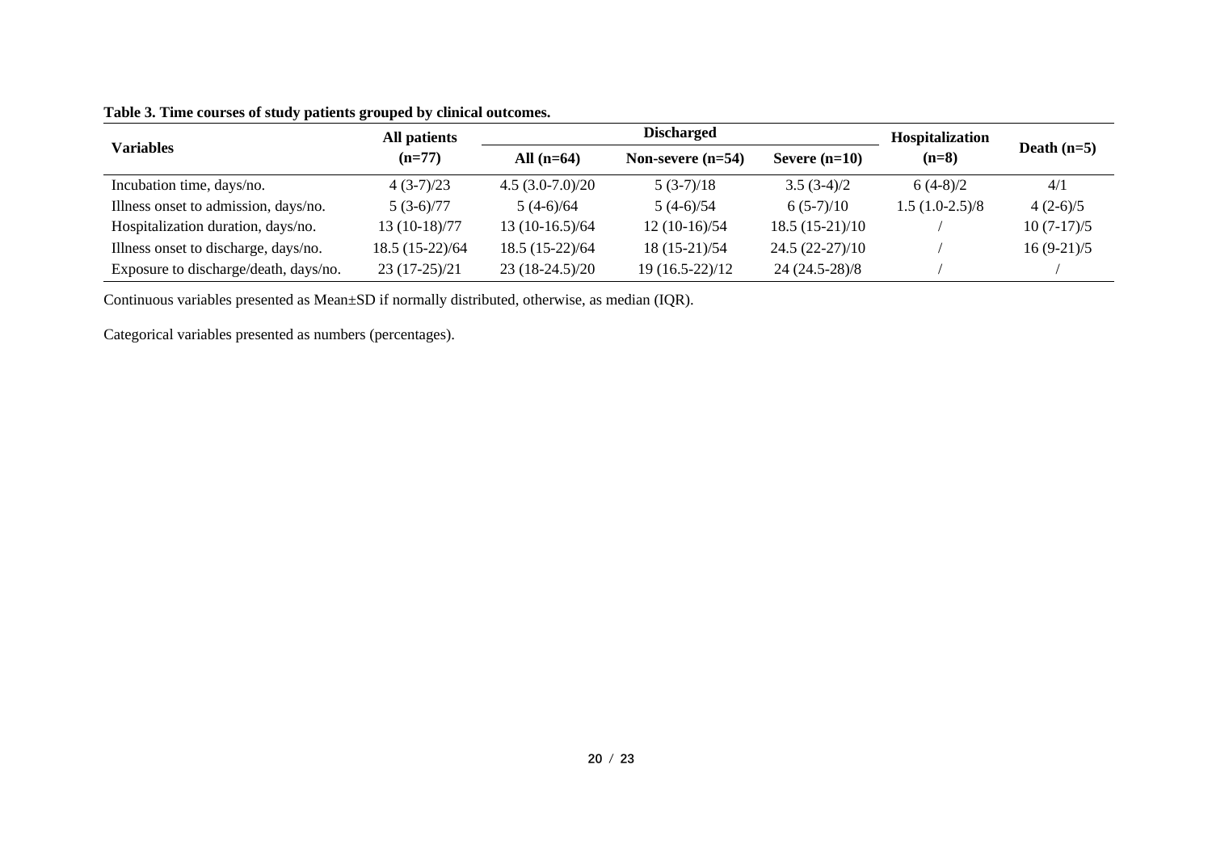**Table 3. Time courses of study patients grouped by clinical outcomes.**

| Variables | All patients (n=77) | Discharged | | | Hospitalization (n=8) | Death (n=5) |
|---|---|---|---|---|---|---|
| | | All (n=64) | Non-severe (n=54) | Severe (n=10) | | |
| Incubation time, days/no. | 4 (3-7)/23 | 4.5 (3.0-7.0)/20 | 5 (3-7)/18 | 3.5 (3-4)/2 | 6 (4-8)/2 | 4/1 |
| Illness onset to admission, days/no. | 5 (3-6)/77 | 5 (4-6)/64 | 5 (4-6)/54 | 6 (5-7)/10 | 1.5 (1.0-2.5)/8 | 4 (2-6)/5 |
| Hospitalization duration, days/no. | 13 (10-18)/77 | 13 (10-16.5)/64 | 12 (10-16)/54 | 18.5 (15-21)/10 | / | 10 (7-17)/5 |
| Illness onset to discharge, days/no. | 18.5 (15-22)/64 | 18.5 (15-22)/64 | 18 (15-21)/54 | 24.5 (22-27)/10 | / | 16 (9-21)/5 |
| Exposure to discharge/death, days/no. | 23 (17-25)/21 | 23 (18-24.5)/20 | 19 (16.5-22)/12 | 24 (24.5-28)/8 | / | / |

Continuous variables presented as Mean±SD if normally distributed, otherwise, as median (IQR).

Categorical variables presented as numbers (percentages).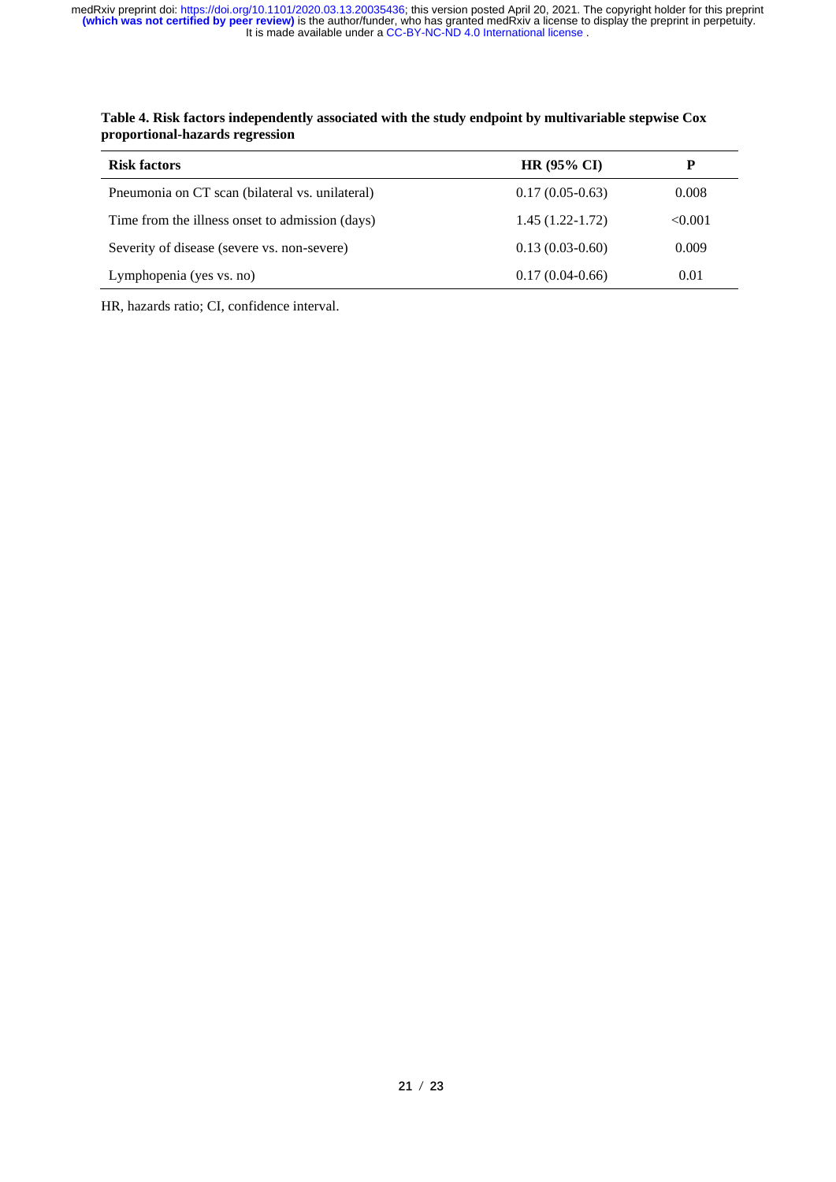**Table 4. Risk factors independently associated with the study endpoint by multivariable stepwise Cox proportional-hazards regression**

| Risk factors | HR (95% CI) | P |
|---|---|---|
| Pneumonia on CT scan (bilateral vs. unilateral) | 0.17 (0.05-0.63) | 0.008 |
| Time from the illness onset to admission (days) | 1.45 (1.22-1.72) | <0.001 |
| Severity of disease (severe vs. non-severe) | 0.13 (0.03-0.60) | 0.009 |
| Lymphopenia (yes vs. no) | 0.17 (0.04-0.66) | 0.01 |

HR, hazards ratio; CI, confidence interval.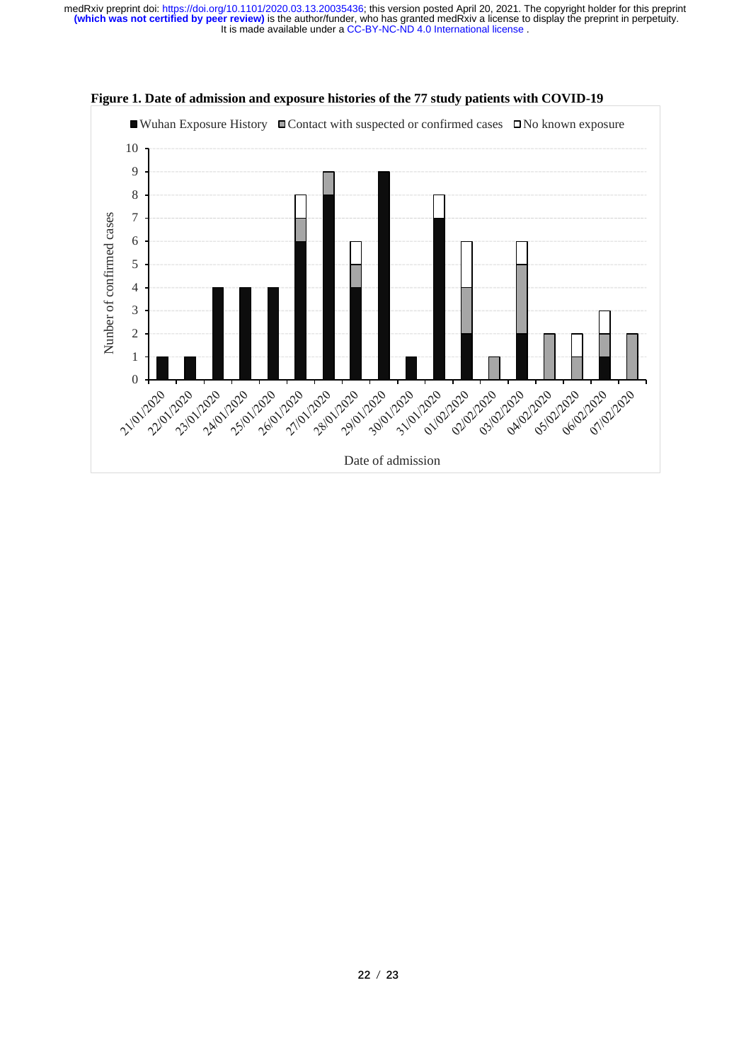**Figure 1. Date of admission and exposure histories of the 77 study patients with COVID-19**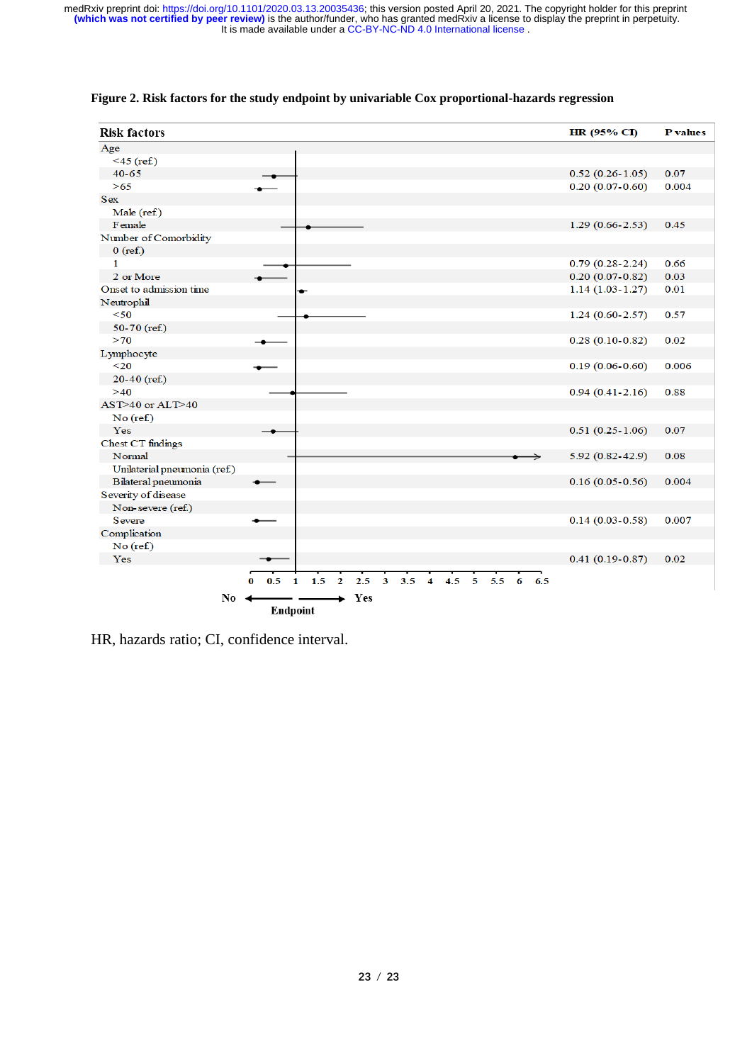**Figure 2. Risk factors for the study endpoint by univariable Cox proportional-hazards regression**

Risk factors

HR (95% CI)

P values

Age

<45 (ref.)

40-65 0.52 (0.26-1.05) 0.07

>65 0.20 (0.07-0.60) 0.004

Sex

Male (ref.)

Female 1.29 (0.66-2.53) 0.45

Number of Comorbidity

0 (ref.)

1 0.79 (0.28-2.24) 0.66

2 or More 0.20 (0.07-0.82) 0.03

Onset to admission time 1.14 (1.03-1.27) 0.01

Neutrophil

<50 1.24 (0.60-2.57) 0.57

50-70 (ref.)

>70 0.28 (0.10-0.82) 0.02

Lymphocyte

<20 0.19 (0.06-0.60) 0.006

20-40 (ref.)

>40 0.94 (0.41-2.16) 0.88

AST>40 or ALT>40

No (ref.)

Yes 0.51 (0.25-1.06) 0.07

Chest CT findings

Normal 5.92 (0.82-42.9) 0.08

Unilaterial pneumonia (ref.)

Bilateral pneumonia 0.16 (0.05-0.56) 0.004

Severity of disease

Non-severe (ref.)

Severe 0.14 (0.03-0.58) 0.007

Complication

No (ref.)

Yes 0.41 (0.19-0.87) 0.02

0 0.5 1 1.5 2 2.5 3 3.5 4 4.5 5 5.5 6 6.5

No Yes

Endpoint

HR, hazards ratio; CI, confidence interval.